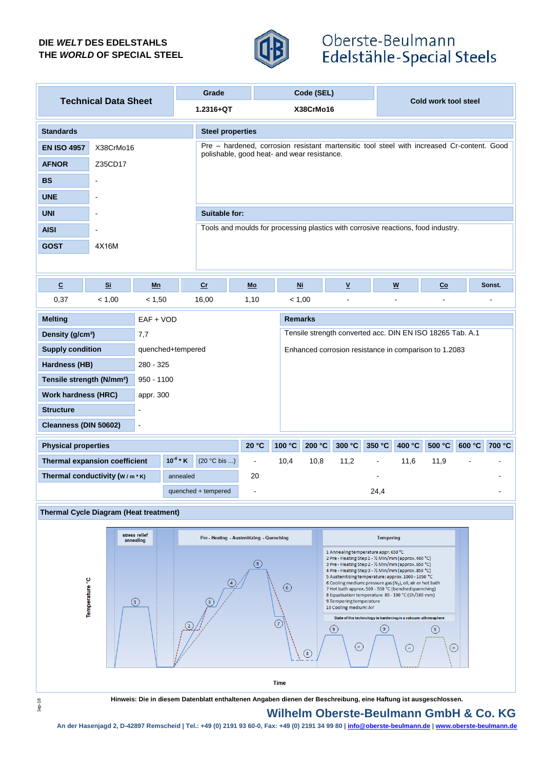DIE *WELT* DES EDELSTAHLS
THE *WORLD* OF SPECIAL STEEL

Oberste-Beulmann
Edelstähle-Special Steels

| Technical Data Sheet | Grade | Code (SEL) | Cold work tool steel |
|---|---|---|---|
| | 1.2316+QT | X38CrMo16 | |

| Standards | |
|---|---|
| EN ISO 4957 | X38CrMo16 |
| AFNOR | Z35CD17 |
| BS | - |
| UNE | - |
| UNI | - |
| AISI | - |
| GOST | 4X16M |

**Steel properties**

Pre – hardened, corrosion resistant martensitic tool steel with increased Cr-content. Good polishable, good heat- and wear resistance.

**Suitable for:**

Tools and moulds for processing plastics with corrosive reactions, food industry.

| C | Si | Mn | Cr | Mo | Ni | V | W | Co | Sonst. |
|---|---|---|---|---|---|---|---|---|---|
| 0,37 | < 1,00 | < 1,50 | 16,00 | 1,10 | < 1,00 | - | - | - | - |

| | |
|---|---|
| **Melting** | EAF + VOD |
| **Density (g/cm³)** | 7,7 |
| **Supply condition** | quenched+tempered |
| **Hardness (HB)** | 280 - 325 |
| **Tensile strength (N/mm²)** | 950 - 1100 |
| **Work hardness (HRC)** | appr. 300 |
| **Structure** | - |
| **Cleanness (DIN 50602)** | - |

**Remarks**

Tensile strength converted acc. DIN EN ISO 18265 Tab. A.1

Enhanced corrosion resistance in comparison to 1.2083

| Physical properties | | | 20 °C | 100 °C | 200 °C | 300 °C | 350 °C | 400 °C | 500 °C | 600 °C | 700 °C |
|---|---|---|---|---|---|---|---|---|---|---|---|
| Thermal expansion coefficient | $10^{-6}$ * K | (20 °C bis ...) | - | 10,4 | 10,8 | 11,2 | - | 11,6 | 11,9 | - | - |
| Thermal conductivity (W / m * K) | annealed | | 20 | | | | - | | | | - |
| | quenched + tempered | | - | | | | 24,4 | | | | - |

**Thermal Cycle Diagram (Heat treatment)**

stress relief annealing | Pre - Heating - Austenitizing - Quenching | Tempering

1 Annealing temperature appr. 650 °C
2 Pre - Heating Step 1 - ½ Min/mm (approx. 400 °C)
3 Pre - Heating Step 2 - ½ Min/mm (approx. 650 °C)
4 Pre - Heating Step 3 - ½ Min/mm (approx. 850 °C)
5 Austenitizing temperature: approx. 1000 - 1050 °C
6 Cooling medium: pressure gas ($N_2$), oil, air or hot bath
7 Hot bath approx. 500 - 550 °C (benched quenching)
8 Equalisation temperature 80 - 100 °C (1h/100 mm)
9 Tempering temperature
10 Cooling medium: Air

State of the technology is hardening in a vakuum-athmosphere

Temperature °C — Time

**Hinweis: Die in diesem Datenblatt enthaltenen Angaben dienen der Beschreibung, eine Haftung ist ausgeschlossen.**

Sep-18

**Wilhelm Oberste-Beulmann GmbH & Co. KG**

An der Hasenjagd 2, D-42897 Remscheid | Tel.: +49 (0) 2191 93 60-0, Fax: +49 (0) 2191 34 99 80 | info@oberste-beulmann.de | www.oberste-beulmann.de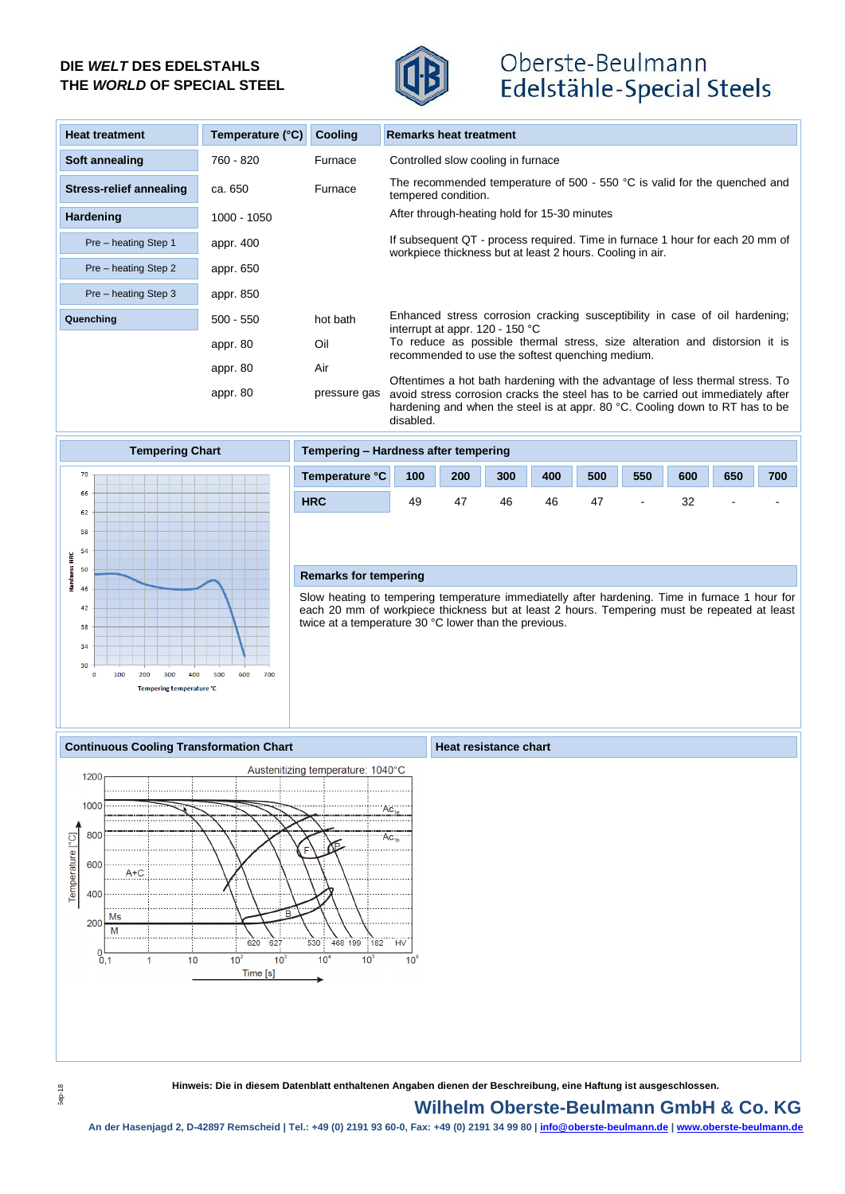**DIE *WELT* DES EDELSTAHLS**
**THE *WORLD* OF SPECIAL STEEL**

Oberste-Beulmann
Edelstähle-Special Steels

| Heat treatment | Temperature (°C) | Cooling | Remarks heat treatment |
|---|---|---|---|
| **Soft annealing** | 760 - 820 | Furnace | Controlled slow cooling in furnace |
| **Stress-relief annealing** | ca. 650 | Furnace | The recommended temperature of 500 - 550 °C is valid for the quenched and tempered condition. |
| **Hardening** | 1000 - 1050 | | After through-heating hold for 15-30 minutes |
| Pre – heating Step 1 | appr. 400 | | If subsequent QT - process required. Time in furnace 1 hour for each 20 mm of workpiece thickness but at least 2 hours. Cooling in air. |
| Pre – heating Step 2 | appr. 650 | | |
| Pre – heating Step 3 | appr. 850 | | |
| **Quenching** | 500 - 550 | hot bath | Enhanced stress corrosion cracking susceptibility in case of oil hardening; interrupt at appr. 120 - 150 °C |
| | appr. 80 | Oil | To reduce as possible thermal stress, size alteration and distorsion it is recommended to use the softest quenching medium. |
| | appr. 80 | Air | |
| | appr. 80 | pressure gas | Oftentimes a hot bath hardening with the advantage of less thermal stress. To avoid stress corrosion cracks the steel has to be carried out immediately after hardening and when the steel is at appr. 80 °C. Cooling down to RT has to be disabled. |

**Tempering Chart**

70
66
62
58
54
50
46
42
38
34
30
Hardness HRC
0 100 200 300 400 500 600 700
Tempering temperature °C

**Tempering – Hardness after tempering**

| Temperature °C | 100 | 200 | 300 | 400 | 500 | 550 | 600 | 650 | 700 |
|---|---|---|---|---|---|---|---|---|---|
| HRC | 49 | 47 | 46 | 46 | 47 | - | 32 | - | - |

**Remarks for tempering**

Slow heating to tempering temperature immediatelly after hardening. Time in furnace 1 hour for each 20 mm of workpiece thickness but at least 2 hours. Tempering must be repeated at least twice at a temperature 30 °C lower than the previous.

**Continuous Cooling Transformation Chart**

Austenitizing temperature: 1040°C
1200
1000
800
600
400
200
0
Temperature [°C]
$Ac_{1e}$
$Ac_{1b}$
A+C
F
P
B
Ms
M
620 627 530 468 199 182 HV
0,1 1 10 $10^2$ $10^3$ $10^4$ $10^5$ $10^6$
Time [s]

**Heat resistance chart**

**Hinweis: Die in diesem Datenblatt enthaltenen Angaben dienen der Beschreibung, eine Haftung ist ausgeschlossen.**

Sep-18

**Wilhelm Oberste-Beulmann GmbH & Co. KG**

An der Hasenjagd 2, D-42897 Remscheid | Tel.: +49 (0) 2191 93 60-0, Fax: +49 (0) 2191 34 99 80 | info@oberste-beulmann.de | www.oberste-beulmann.de